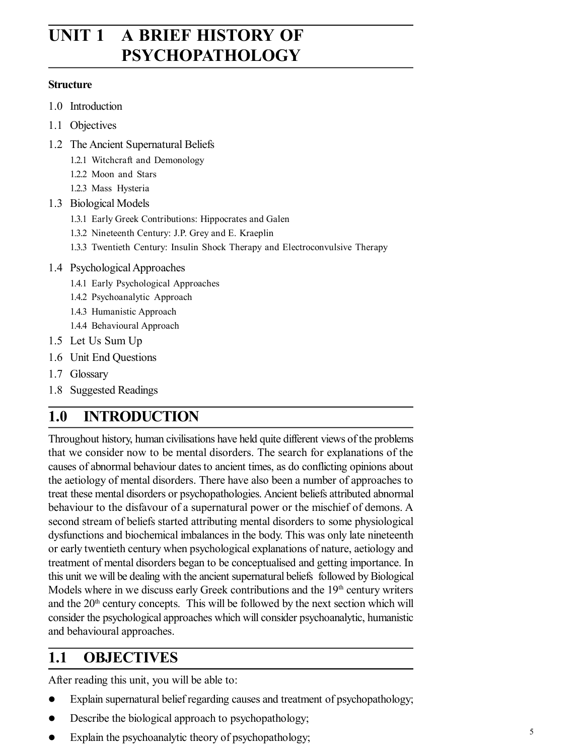# UNIT 1 A BRIEF HISTORY OF PSYCHOPATHOLOGY

**Structure**

1.0 Introduction

1.1 Objectives

1.2 The Ancient Supernatural Beliefs

- 1.2.1 Witchcraft and Demonology
- 1.2.2 Moon and Stars
- 1.2.3 Mass Hysteria

1.3 Biological Models

- 1.3.1 Early Greek Contributions: Hippocrates and Galen
- 1.3.2 Nineteenth Century: J.P. Grey and E. Kraeplin
- 1.3.3 Twentieth Century: Insulin Shock Therapy and Electroconvulsive Therapy

1.4 Psychological Approaches

- 1.4.1 Early Psychological Approaches
- 1.4.2 Psychoanalytic Approach
- 1.4.3 Humanistic Approach
- 1.4.4 Behavioural Approach

1.5 Let Us Sum Up

1.6 Unit End Questions

1.7 Glossary

1.8 Suggested Readings

## 1.0 INTRODUCTION

Throughout history, human civilisations have held quite different views of the problems that we consider now to be mental disorders. The search for explanations of the causes of abnormal behaviour dates to ancient times, as do conflicting opinions about the aetiology of mental disorders. There have also been a number of approaches to treat these mental disorders or psychopathologies. Ancient beliefs attributed abnormal behaviour to the disfavour of a supernatural power or the mischief of demons. A second stream of beliefs started attributing mental disorders to some physiological dysfunctions and biochemical imbalances in the body. This was only late nineteenth or early twentieth century when psychological explanations of nature, aetiology and treatment of mental disorders began to be conceptualised and getting importance. In this unit we will be dealing with the ancient supernatural beliefs followed by Biological Models where in we discuss early Greek contributions and the 19th century writers and the 20th century concepts. This will be followed by the next section which will consider the psychological approaches which will consider psychoanalytic, humanistic and behavioural approaches.

## 1.1 OBJECTIVES

After reading this unit, you will be able to:

- Explain supernatural belief regarding causes and treatment of psychopathology;
- Describe the biological approach to psychopathology;
- Explain the psychoanalytic theory of psychopathology;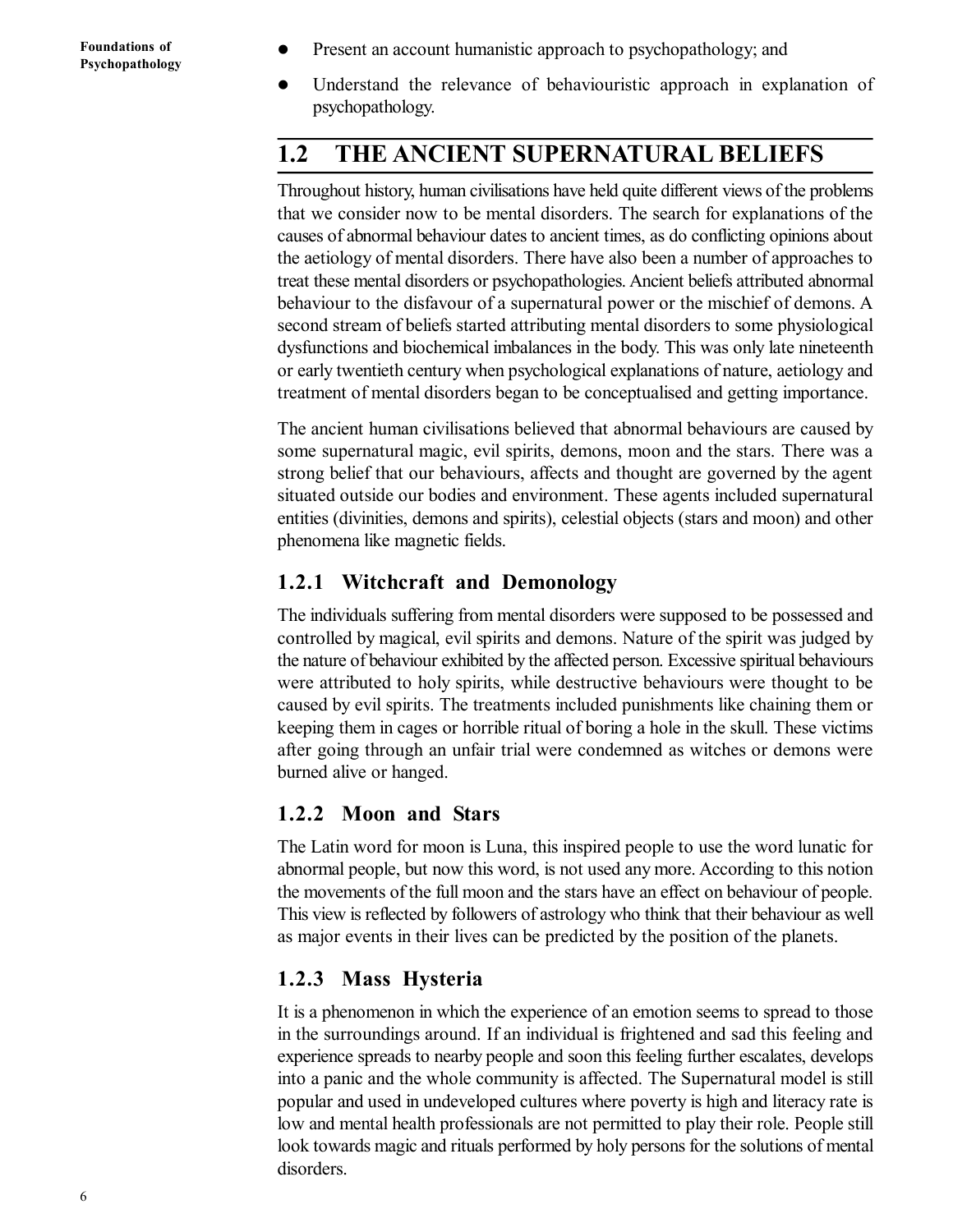- Present an account humanistic approach to psychopathology; and
- Understand the relevance of behaviouristic approach in explanation of psychopathology.

## 1.2 THE ANCIENT SUPERNATURAL BELIEFS

Throughout history, human civilisations have held quite different views of the problems that we consider now to be mental disorders. The search for explanations of the causes of abnormal behaviour dates to ancient times, as do conflicting opinions about the aetiology of mental disorders. There have also been a number of approaches to treat these mental disorders or psychopathologies. Ancient beliefs attributed abnormal behaviour to the disfavour of a supernatural power or the mischief of demons. A second stream of beliefs started attributing mental disorders to some physiological dysfunctions and biochemical imbalances in the body. This was only late nineteenth or early twentieth century when psychological explanations of nature, aetiology and treatment of mental disorders began to be conceptualised and getting importance.

The ancient human civilisations believed that abnormal behaviours are caused by some supernatural magic, evil spirits, demons, moon and the stars. There was a strong belief that our behaviours, affects and thought are governed by the agent situated outside our bodies and environment. These agents included supernatural entities (divinities, demons and spirits), celestial objects (stars and moon) and other phenomena like magnetic fields.

### 1.2.1 Witchcraft and Demonology

The individuals suffering from mental disorders were supposed to be possessed and controlled by magical, evil spirits and demons. Nature of the spirit was judged by the nature of behaviour exhibited by the affected person. Excessive spiritual behaviours were attributed to holy spirits, while destructive behaviours were thought to be caused by evil spirits. The treatments included punishments like chaining them or keeping them in cages or horrible ritual of boring a hole in the skull. These victims after going through an unfair trial were condemned as witches or demons were burned alive or hanged.

### 1.2.2 Moon and Stars

The Latin word for moon is Luna, this inspired people to use the word lunatic for abnormal people, but now this word, is not used any more. According to this notion the movements of the full moon and the stars have an effect on behaviour of people. This view is reflected by followers of astrology who think that their behaviour as well as major events in their lives can be predicted by the position of the planets.

### 1.2.3 Mass Hysteria

It is a phenomenon in which the experience of an emotion seems to spread to those in the surroundings around. If an individual is frightened and sad this feeling and experience spreads to nearby people and soon this feeling further escalates, develops into a panic and the whole community is affected. The Supernatural model is still popular and used in undeveloped cultures where poverty is high and literacy rate is low and mental health professionals are not permitted to play their role. People still look towards magic and rituals performed by holy persons for the solutions of mental disorders.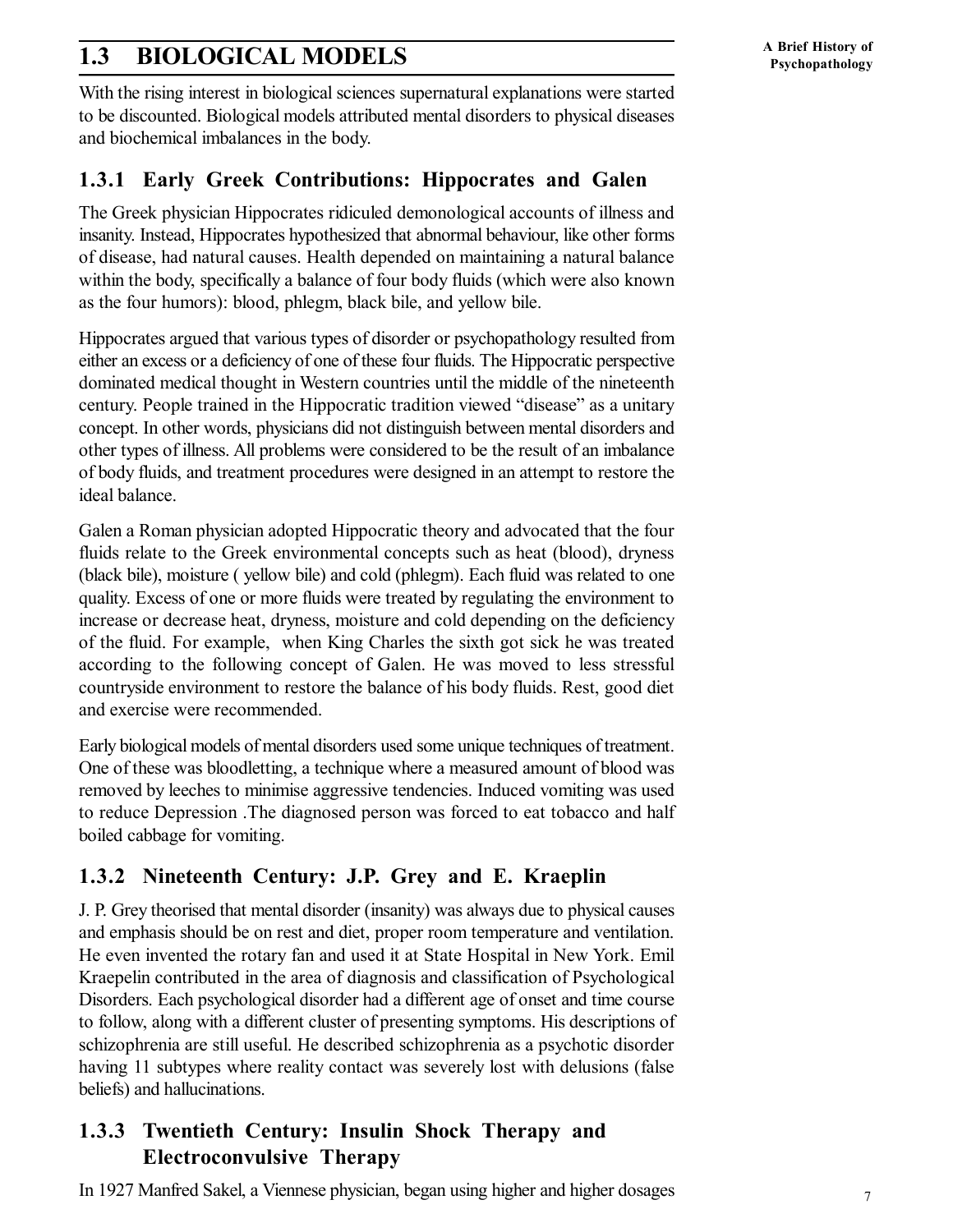## 1.3 BIOLOGICAL MODELS

With the rising interest in biological sciences supernatural explanations were started to be discounted. Biological models attributed mental disorders to physical diseases and biochemical imbalances in the body.

### 1.3.1 Early Greek Contributions: Hippocrates and Galen

The Greek physician Hippocrates ridiculed demonological accounts of illness and insanity. Instead, Hippocrates hypothesized that abnormal behaviour, like other forms of disease, had natural causes. Health depended on maintaining a natural balance within the body, specifically a balance of four body fluids (which were also known as the four humors): blood, phlegm, black bile, and yellow bile.

Hippocrates argued that various types of disorder or psychopathology resulted from either an excess or a deficiency of one of these four fluids. The Hippocratic perspective dominated medical thought in Western countries until the middle of the nineteenth century. People trained in the Hippocratic tradition viewed "disease" as a unitary concept. In other words, physicians did not distinguish between mental disorders and other types of illness. All problems were considered to be the result of an imbalance of body fluids, and treatment procedures were designed in an attempt to restore the ideal balance.

Galen a Roman physician adopted Hippocratic theory and advocated that the four fluids relate to the Greek environmental concepts such as heat (blood), dryness (black bile), moisture ( yellow bile) and cold (phlegm). Each fluid was related to one quality. Excess of one or more fluids were treated by regulating the environment to increase or decrease heat, dryness, moisture and cold depending on the deficiency of the fluid. For example, when King Charles the sixth got sick he was treated according to the following concept of Galen. He was moved to less stressful countryside environment to restore the balance of his body fluids. Rest, good diet and exercise were recommended.

Early biological models of mental disorders used some unique techniques of treatment. One of these was bloodletting, a technique where a measured amount of blood was removed by leeches to minimise aggressive tendencies. Induced vomiting was used to reduce Depression .The diagnosed person was forced to eat tobacco and half boiled cabbage for vomiting.

### 1.3.2 Nineteenth Century: J.P. Grey and E. Kraeplin

J. P. Grey theorised that mental disorder (insanity) was always due to physical causes and emphasis should be on rest and diet, proper room temperature and ventilation. He even invented the rotary fan and used it at State Hospital in New York. Emil Kraepelin contributed in the area of diagnosis and classification of Psychological Disorders. Each psychological disorder had a different age of onset and time course to follow, along with a different cluster of presenting symptoms. His descriptions of schizophrenia are still useful. He described schizophrenia as a psychotic disorder having 11 subtypes where reality contact was severely lost with delusions (false beliefs) and hallucinations.

### 1.3.3 Twentieth Century: Insulin Shock Therapy and Electroconvulsive Therapy

In 1927 Manfred Sakel, a Viennese physician, began using higher and higher dosages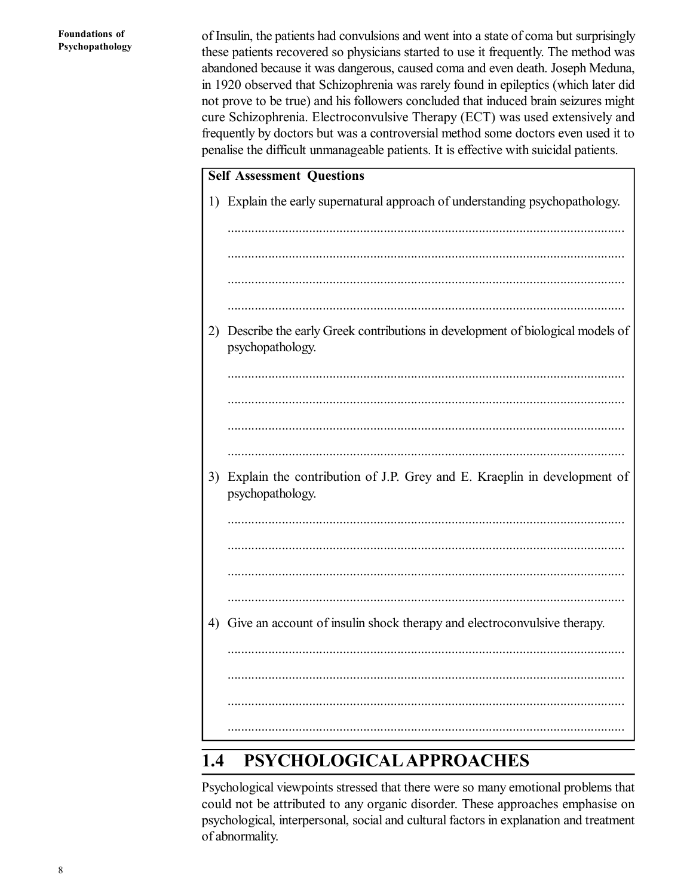of Insulin, the patients had convulsions and went into a state of coma but surprisingly these patients recovered so physicians started to use it frequently. The method was abandoned because it was dangerous, caused coma and even death. Joseph Meduna, in 1920 observed that Schizophrenia was rarely found in epileptics (which later did not prove to be true) and his followers concluded that induced brain seizures might cure Schizophrenia. Electroconvulsive Therapy (ECT) was used extensively and frequently by doctors but was a controversial method some doctors even used it to penalise the difficult unmanageable patients. It is effective with suicidal patients.

**Self Assessment Questions**

1) Explain the early supernatural approach of understanding psychopathology.

.....................................................................................................................

.....................................................................................................................

.....................................................................................................................

.....................................................................................................................

2) Describe the early Greek contributions in development of biological models of psychopathology.

.....................................................................................................................

.....................................................................................................................

.....................................................................................................................

.....................................................................................................................

3) Explain the contribution of J.P. Grey and E. Kraeplin in development of psychopathology.

.....................................................................................................................

.....................................................................................................................

.....................................................................................................................

.....................................................................................................................

4) Give an account of insulin shock therapy and electroconvulsive therapy.

.....................................................................................................................

.....................................................................................................................

.....................................................................................................................

.....................................................................................................................

## 1.4 PSYCHOLOGICAL APPROACHES

Psychological viewpoints stressed that there were so many emotional problems that could not be attributed to any organic disorder. These approaches emphasise on psychological, interpersonal, social and cultural factors in explanation and treatment of abnormality.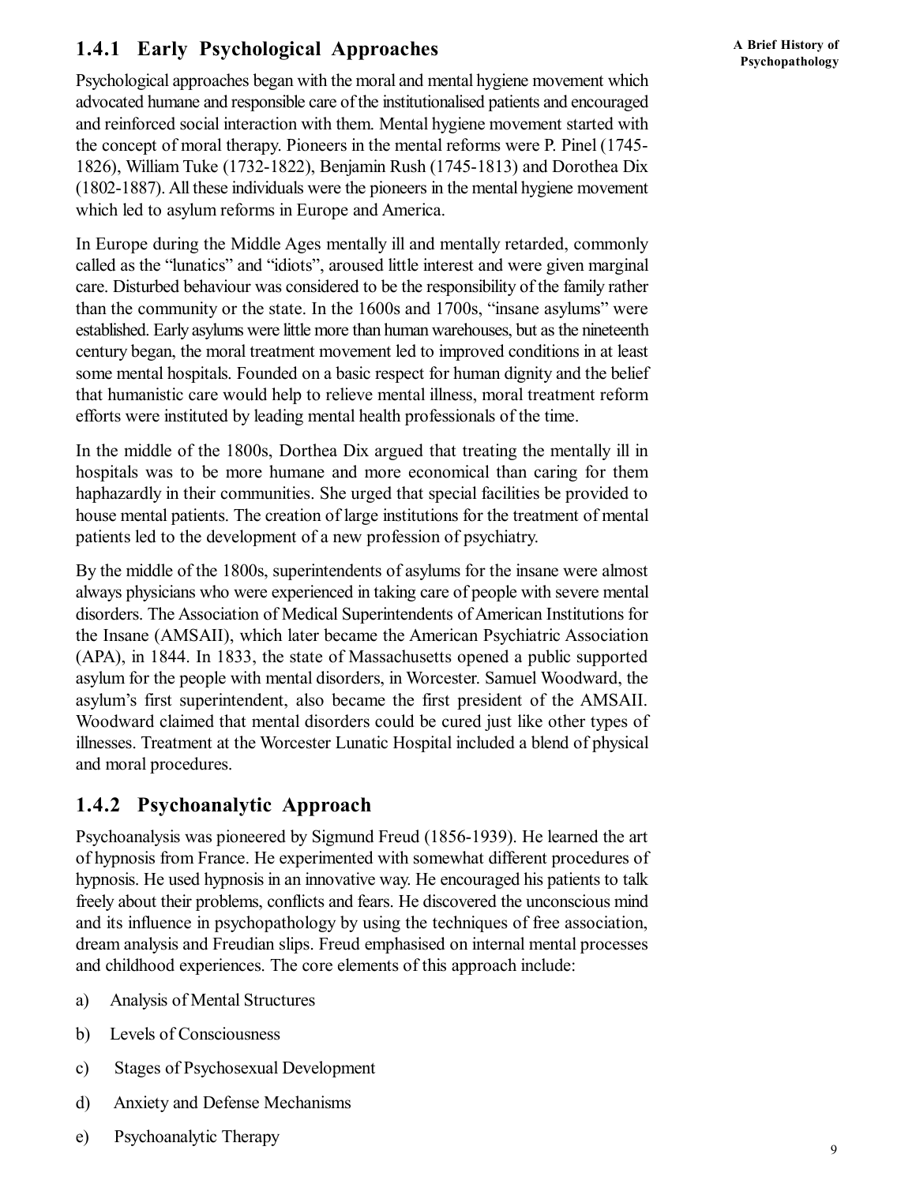### 1.4.1 Early Psychological Approaches

Psychological approaches began with the moral and mental hygiene movement which advocated humane and responsible care of the institutionalised patients and encouraged and reinforced social interaction with them. Mental hygiene movement started with the concept of moral therapy. Pioneers in the mental reforms were P. Pinel (1745-1826), William Tuke (1732-1822), Benjamin Rush (1745-1813) and Dorothea Dix (1802-1887). All these individuals were the pioneers in the mental hygiene movement which led to asylum reforms in Europe and America.

In Europe during the Middle Ages mentally ill and mentally retarded, commonly called as the "lunatics" and "idiots", aroused little interest and were given marginal care. Disturbed behaviour was considered to be the responsibility of the family rather than the community or the state. In the 1600s and 1700s, "insane asylums" were established. Early asylums were little more than human warehouses, but as the nineteenth century began, the moral treatment movement led to improved conditions in at least some mental hospitals. Founded on a basic respect for human dignity and the belief that humanistic care would help to relieve mental illness, moral treatment reform efforts were instituted by leading mental health professionals of the time.

In the middle of the 1800s, Dorthea Dix argued that treating the mentally ill in hospitals was to be more humane and more economical than caring for them haphazardly in their communities. She urged that special facilities be provided to house mental patients. The creation of large institutions for the treatment of mental patients led to the development of a new profession of psychiatry.

By the middle of the 1800s, superintendents of asylums for the insane were almost always physicians who were experienced in taking care of people with severe mental disorders. The Association of Medical Superintendents of American Institutions for the Insane (AMSAII), which later became the American Psychiatric Association (APA), in 1844. In 1833, the state of Massachusetts opened a public supported asylum for the people with mental disorders, in Worcester. Samuel Woodward, the asylum's first superintendent, also became the first president of the AMSAII. Woodward claimed that mental disorders could be cured just like other types of illnesses. Treatment at the Worcester Lunatic Hospital included a blend of physical and moral procedures.

### 1.4.2 Psychoanalytic Approach

Psychoanalysis was pioneered by Sigmund Freud (1856-1939). He learned the art of hypnosis from France. He experimented with somewhat different procedures of hypnosis. He used hypnosis in an innovative way. He encouraged his patients to talk freely about their problems, conflicts and fears. He discovered the unconscious mind and its influence in psychopathology by using the techniques of free association, dream analysis and Freudian slips. Freud emphasised on internal mental processes and childhood experiences. The core elements of this approach include:

a) Analysis of Mental Structures

b) Levels of Consciousness

c) Stages of Psychosexual Development

d) Anxiety and Defense Mechanisms

e) Psychoanalytic Therapy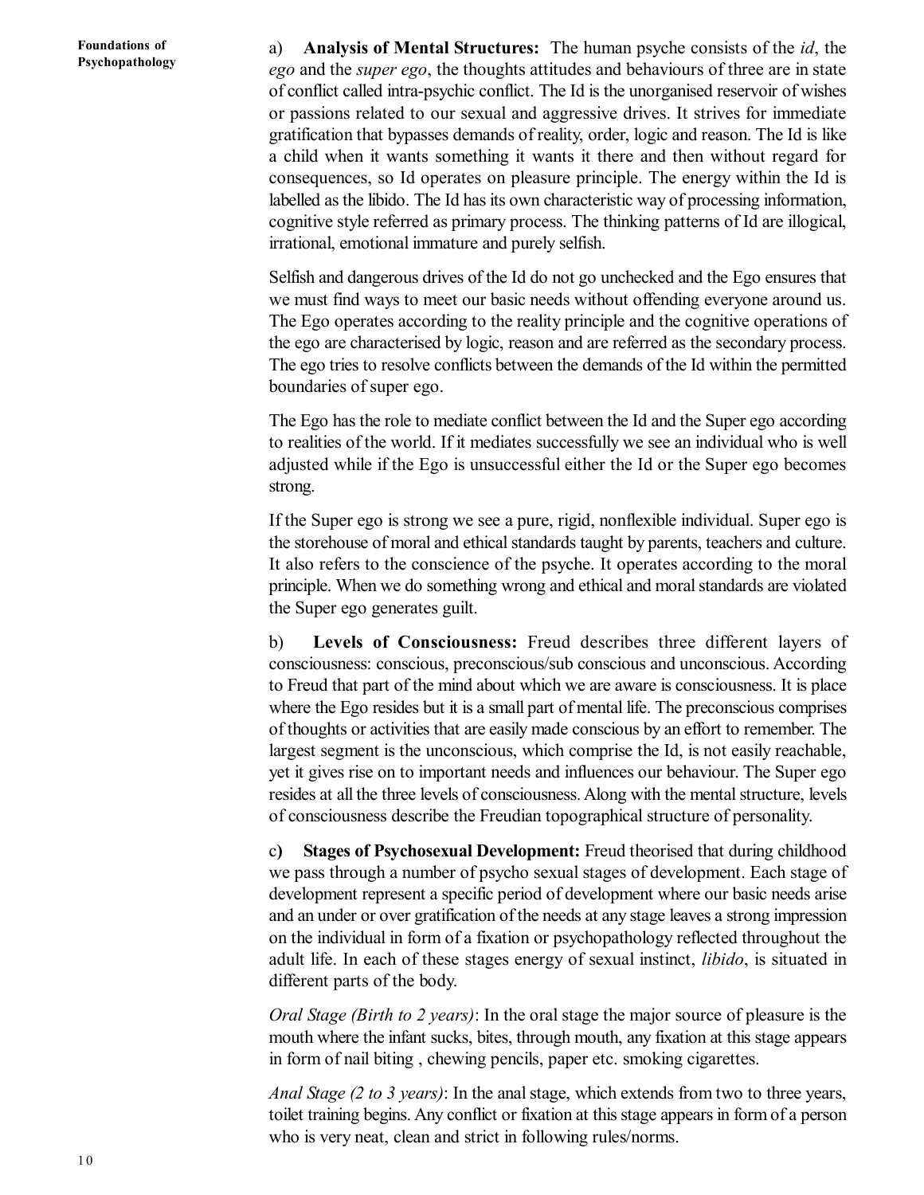a) **Analysis of Mental Structures:** The human psyche consists of the *id*, the *ego* and the *super ego*, the thoughts attitudes and behaviours of three are in state of conflict called intra-psychic conflict. The Id is the unorganised reservoir of wishes or passions related to our sexual and aggressive drives. It strives for immediate gratification that bypasses demands of reality, order, logic and reason. The Id is like a child when it wants something it wants it there and then without regard for consequences, so Id operates on pleasure principle. The energy within the Id is labelled as the libido. The Id has its own characteristic way of processing information, cognitive style referred as primary process. The thinking patterns of Id are illogical, irrational, emotional immature and purely selfish.

Selfish and dangerous drives of the Id do not go unchecked and the Ego ensures that we must find ways to meet our basic needs without offending everyone around us. The Ego operates according to the reality principle and the cognitive operations of the ego are characterised by logic, reason and are referred as the secondary process. The ego tries to resolve conflicts between the demands of the Id within the permitted boundaries of super ego.

The Ego has the role to mediate conflict between the Id and the Super ego according to realities of the world. If it mediates successfully we see an individual who is well adjusted while if the Ego is unsuccessful either the Id or the Super ego becomes strong.

If the Super ego is strong we see a pure, rigid, nonflexible individual. Super ego is the storehouse of moral and ethical standards taught by parents, teachers and culture. It also refers to the conscience of the psyche. It operates according to the moral principle. When we do something wrong and ethical and moral standards are violated the Super ego generates guilt.

b) **Levels of Consciousness:** Freud describes three different layers of consciousness: conscious, preconscious/sub conscious and unconscious. According to Freud that part of the mind about which we are aware is consciousness. It is place where the Ego resides but it is a small part of mental life. The preconscious comprises of thoughts or activities that are easily made conscious by an effort to remember. The largest segment is the unconscious, which comprise the Id, is not easily reachable, yet it gives rise on to important needs and influences our behaviour. The Super ego resides at all the three levels of consciousness. Along with the mental structure, levels of consciousness describe the Freudian topographical structure of personality.

c) **Stages of Psychosexual Development:** Freud theorised that during childhood we pass through a number of psycho sexual stages of development. Each stage of development represent a specific period of development where our basic needs arise and an under or over gratification of the needs at any stage leaves a strong impression on the individual in form of a fixation or psychopathology reflected throughout the adult life. In each of these stages energy of sexual instinct, *libido*, is situated in different parts of the body.

*Oral Stage (Birth to 2 years)*: In the oral stage the major source of pleasure is the mouth where the infant sucks, bites, through mouth, any fixation at this stage appears in form of nail biting , chewing pencils, paper etc. smoking cigarettes.

*Anal Stage (2 to 3 years)*: In the anal stage, which extends from two to three years, toilet training begins. Any conflict or fixation at this stage appears in form of a person who is very neat, clean and strict in following rules/norms.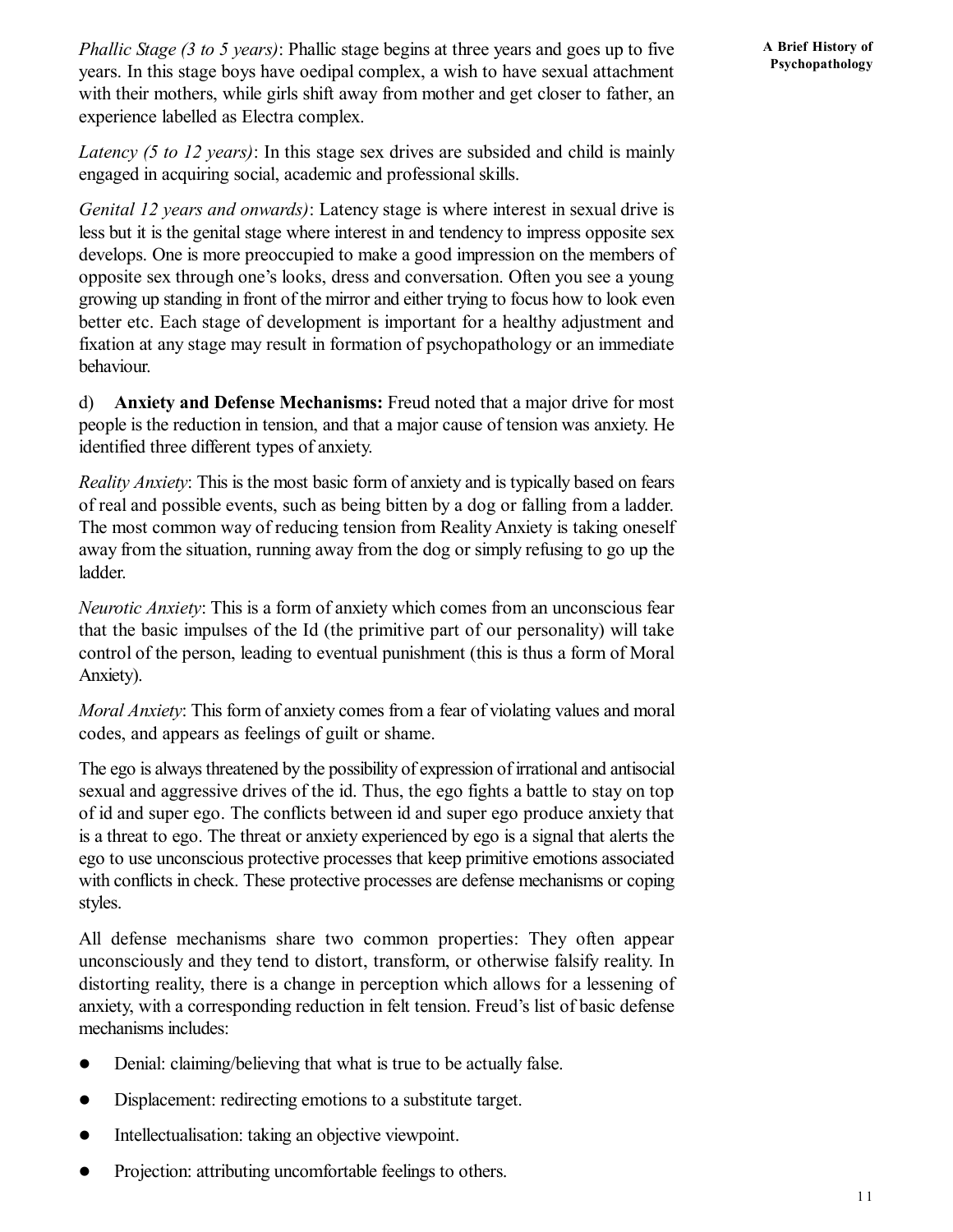*Phallic Stage (3 to 5 years)*: Phallic stage begins at three years and goes up to five years. In this stage boys have oedipal complex, a wish to have sexual attachment with their mothers, while girls shift away from mother and get closer to father, an experience labelled as Electra complex.

*Latency (5 to 12 years)*: In this stage sex drives are subsided and child is mainly engaged in acquiring social, academic and professional skills.

*Genital 12 years and onwards)*: Latency stage is where interest in sexual drive is less but it is the genital stage where interest in and tendency to impress opposite sex develops. One is more preoccupied to make a good impression on the members of opposite sex through one's looks, dress and conversation. Often you see a young growing up standing in front of the mirror and either trying to focus how to look even better etc. Each stage of development is important for a healthy adjustment and fixation at any stage may result in formation of psychopathology or an immediate behaviour.

d) **Anxiety and Defense Mechanisms:** Freud noted that a major drive for most people is the reduction in tension, and that a major cause of tension was anxiety. He identified three different types of anxiety.

*Reality Anxiety*: This is the most basic form of anxiety and is typically based on fears of real and possible events, such as being bitten by a dog or falling from a ladder. The most common way of reducing tension from Reality Anxiety is taking oneself away from the situation, running away from the dog or simply refusing to go up the ladder.

*Neurotic Anxiety*: This is a form of anxiety which comes from an unconscious fear that the basic impulses of the Id (the primitive part of our personality) will take control of the person, leading to eventual punishment (this is thus a form of Moral Anxiety).

*Moral Anxiety*: This form of anxiety comes from a fear of violating values and moral codes, and appears as feelings of guilt or shame.

The ego is always threatened by the possibility of expression of irrational and antisocial sexual and aggressive drives of the id. Thus, the ego fights a battle to stay on top of id and super ego. The conflicts between id and super ego produce anxiety that is a threat to ego. The threat or anxiety experienced by ego is a signal that alerts the ego to use unconscious protective processes that keep primitive emotions associated with conflicts in check. These protective processes are defense mechanisms or coping styles.

All defense mechanisms share two common properties: They often appear unconsciously and they tend to distort, transform, or otherwise falsify reality. In distorting reality, there is a change in perception which allows for a lessening of anxiety, with a corresponding reduction in felt tension. Freud's list of basic defense mechanisms includes:

- Denial: claiming/believing that what is true to be actually false.
- Displacement: redirecting emotions to a substitute target.
- Intellectualisation: taking an objective viewpoint.
- Projection: attributing uncomfortable feelings to others.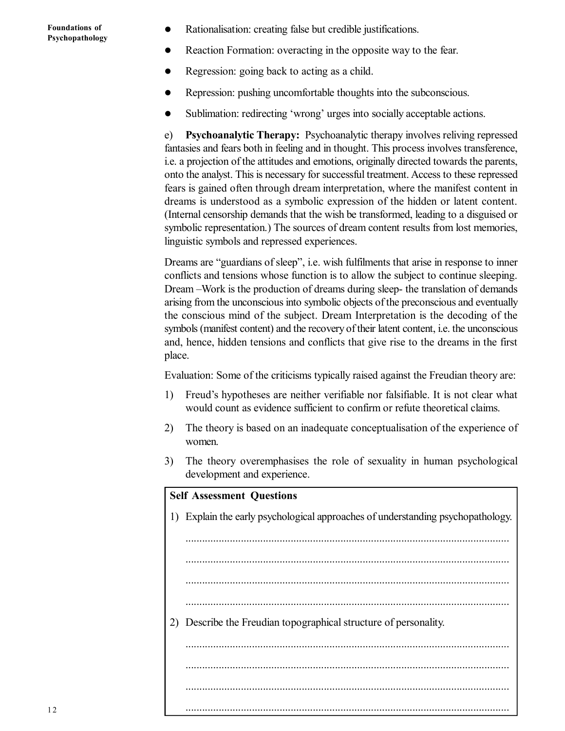- Rationalisation: creating false but credible justifications.
- Reaction Formation: overacting in the opposite way to the fear.
- Regression: going back to acting as a child.
- Repression: pushing uncomfortable thoughts into the subconscious.
- Sublimation: redirecting 'wrong' urges into socially acceptable actions.

e) **Psychoanalytic Therapy:** Psychoanalytic therapy involves reliving repressed fantasies and fears both in feeling and in thought. This process involves transference, i.e. a projection of the attitudes and emotions, originally directed towards the parents, onto the analyst. This is necessary for successful treatment. Access to these repressed fears is gained often through dream interpretation, where the manifest content in dreams is understood as a symbolic expression of the hidden or latent content. (Internal censorship demands that the wish be transformed, leading to a disguised or symbolic representation.) The sources of dream content results from lost memories, linguistic symbols and repressed experiences.

Dreams are "guardians of sleep", i.e. wish fulfilments that arise in response to inner conflicts and tensions whose function is to allow the subject to continue sleeping. Dream –Work is the production of dreams during sleep- the translation of demands arising from the unconscious into symbolic objects of the preconscious and eventually the conscious mind of the subject. Dream Interpretation is the decoding of the symbols (manifest content) and the recovery of their latent content, i.e. the unconscious and, hence, hidden tensions and conflicts that give rise to the dreams in the first place.

Evaluation: Some of the criticisms typically raised against the Freudian theory are:

1) Freud's hypotheses are neither verifiable nor falsifiable. It is not clear what would count as evidence sufficient to confirm or refute theoretical claims.
2) The theory is based on an inadequate conceptualisation of the experience of women.
3) The theory overemphasises the role of sexuality in human psychological development and experience.

**Self Assessment Questions**

1) Explain the early psychological approaches of understanding psychopathology.

.....................................................................................................................

.....................................................................................................................

.....................................................................................................................

.....................................................................................................................

2) Describe the Freudian topographical structure of personality.

.....................................................................................................................

.....................................................................................................................

.....................................................................................................................

.....................................................................................................................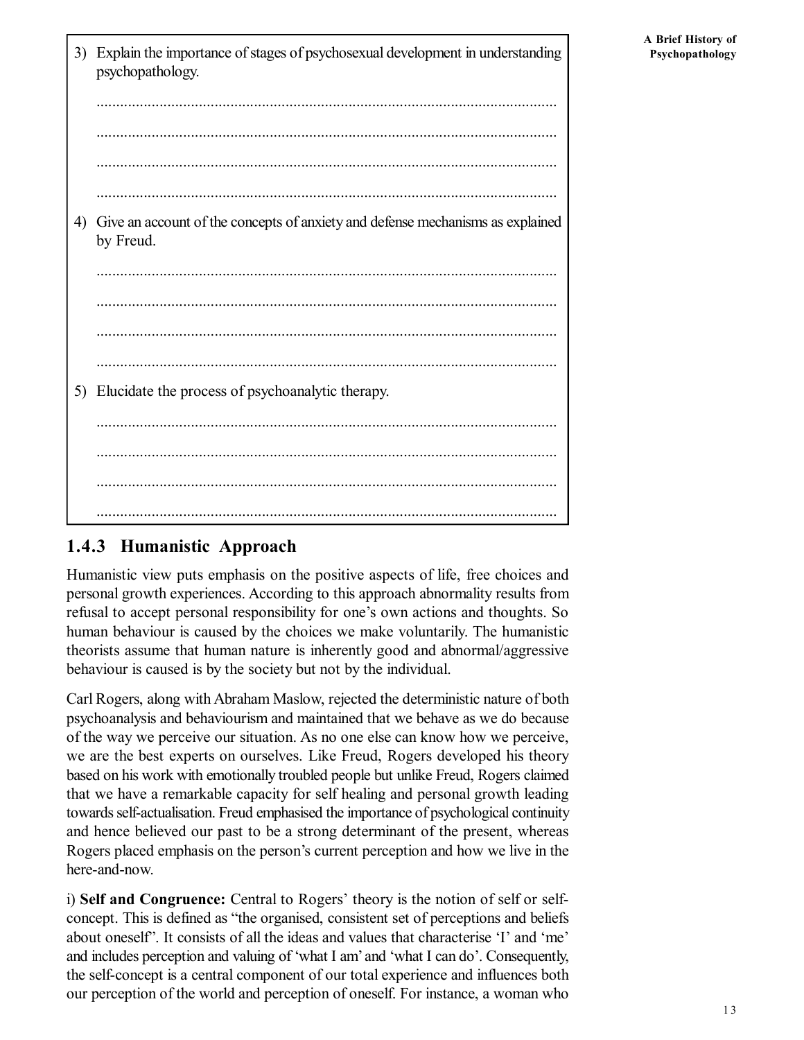3) Explain the importance of stages of psychosexual development in understanding psychopathology.

.....................................................................................................................

.....................................................................................................................

.....................................................................................................................

.....................................................................................................................

4) Give an account of the concepts of anxiety and defense mechanisms as explained by Freud.

.....................................................................................................................

.....................................................................................................................

.....................................................................................................................

.....................................................................................................................

5) Elucidate the process of psychoanalytic therapy.

.....................................................................................................................

.....................................................................................................................

.....................................................................................................................

.....................................................................................................................

### 1.4.3 Humanistic Approach

Humanistic view puts emphasis on the positive aspects of life, free choices and personal growth experiences. According to this approach abnormality results from refusal to accept personal responsibility for one's own actions and thoughts. So human behaviour is caused by the choices we make voluntarily. The humanistic theorists assume that human nature is inherently good and abnormal/aggressive behaviour is caused is by the society but not by the individual.

Carl Rogers, along with Abraham Maslow, rejected the deterministic nature of both psychoanalysis and behaviourism and maintained that we behave as we do because of the way we perceive our situation. As no one else can know how we perceive, we are the best experts on ourselves. Like Freud, Rogers developed his theory based on his work with emotionally troubled people but unlike Freud, Rogers claimed that we have a remarkable capacity for self healing and personal growth leading towards self-actualisation. Freud emphasised the importance of psychological continuity and hence believed our past to be a strong determinant of the present, whereas Rogers placed emphasis on the person's current perception and how we live in the here-and-now.

i) **Self and Congruence:** Central to Rogers' theory is the notion of self or self-concept. This is defined as "the organised, consistent set of perceptions and beliefs about oneself". It consists of all the ideas and values that characterise 'I' and 'me' and includes perception and valuing of 'what I am' and 'what I can do'. Consequently, the self-concept is a central component of our total experience and influences both our perception of the world and perception of oneself. For instance, a woman who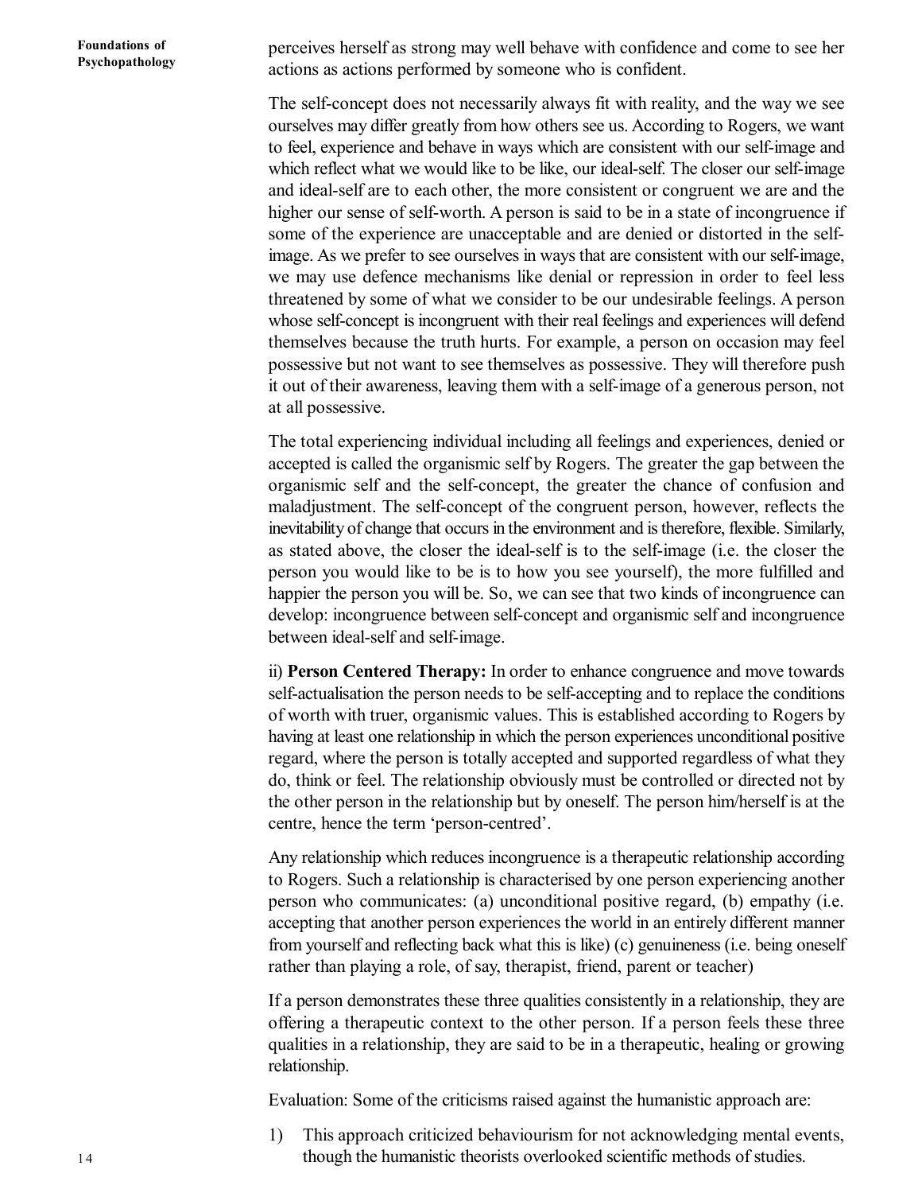perceives herself as strong may well behave with confidence and come to see her actions as actions performed by someone who is confident.

The self-concept does not necessarily always fit with reality, and the way we see ourselves may differ greatly from how others see us. According to Rogers, we want to feel, experience and behave in ways which are consistent with our self-image and which reflect what we would like to be like, our ideal-self. The closer our self-image and ideal-self are to each other, the more consistent or congruent we are and the higher our sense of self-worth. A person is said to be in a state of incongruence if some of the experience are unacceptable and are denied or distorted in the self-image. As we prefer to see ourselves in ways that are consistent with our self-image, we may use defence mechanisms like denial or repression in order to feel less threatened by some of what we consider to be our undesirable feelings. A person whose self-concept is incongruent with their real feelings and experiences will defend themselves because the truth hurts. For example, a person on occasion may feel possessive but not want to see themselves as possessive. They will therefore push it out of their awareness, leaving them with a self-image of a generous person, not at all possessive.

The total experiencing individual including all feelings and experiences, denied or accepted is called the organismic self by Rogers. The greater the gap between the organismic self and the self-concept, the greater the chance of confusion and maladjustment. The self-concept of the congruent person, however, reflects the inevitability of change that occurs in the environment and is therefore, flexible. Similarly, as stated above, the closer the ideal-self is to the self-image (i.e. the closer the person you would like to be is to how you see yourself), the more fulfilled and happier the person you will be. So, we can see that two kinds of incongruence can develop: incongruence between self-concept and organismic self and incongruence between ideal-self and self-image.

ii) **Person Centered Therapy:** In order to enhance congruence and move towards self-actualisation the person needs to be self-accepting and to replace the conditions of worth with truer, organismic values. This is established according to Rogers by having at least one relationship in which the person experiences unconditional positive regard, where the person is totally accepted and supported regardless of what they do, think or feel. The relationship obviously must be controlled or directed not by the other person in the relationship but by oneself. The person him/herself is at the centre, hence the term 'person-centred'.

Any relationship which reduces incongruence is a therapeutic relationship according to Rogers. Such a relationship is characterised by one person experiencing another person who communicates: (a) unconditional positive regard, (b) empathy (i.e. accepting that another person experiences the world in an entirely different manner from yourself and reflecting back what this is like) (c) genuineness (i.e. being oneself rather than playing a role, of say, therapist, friend, parent or teacher)

If a person demonstrates these three qualities consistently in a relationship, they are offering a therapeutic context to the other person. If a person feels these three qualities in a relationship, they are said to be in a therapeutic, healing or growing relationship.

Evaluation: Some of the criticisms raised against the humanistic approach are:

1) This approach criticized behaviourism for not acknowledging mental events, though the humanistic theorists overlooked scientific methods of studies.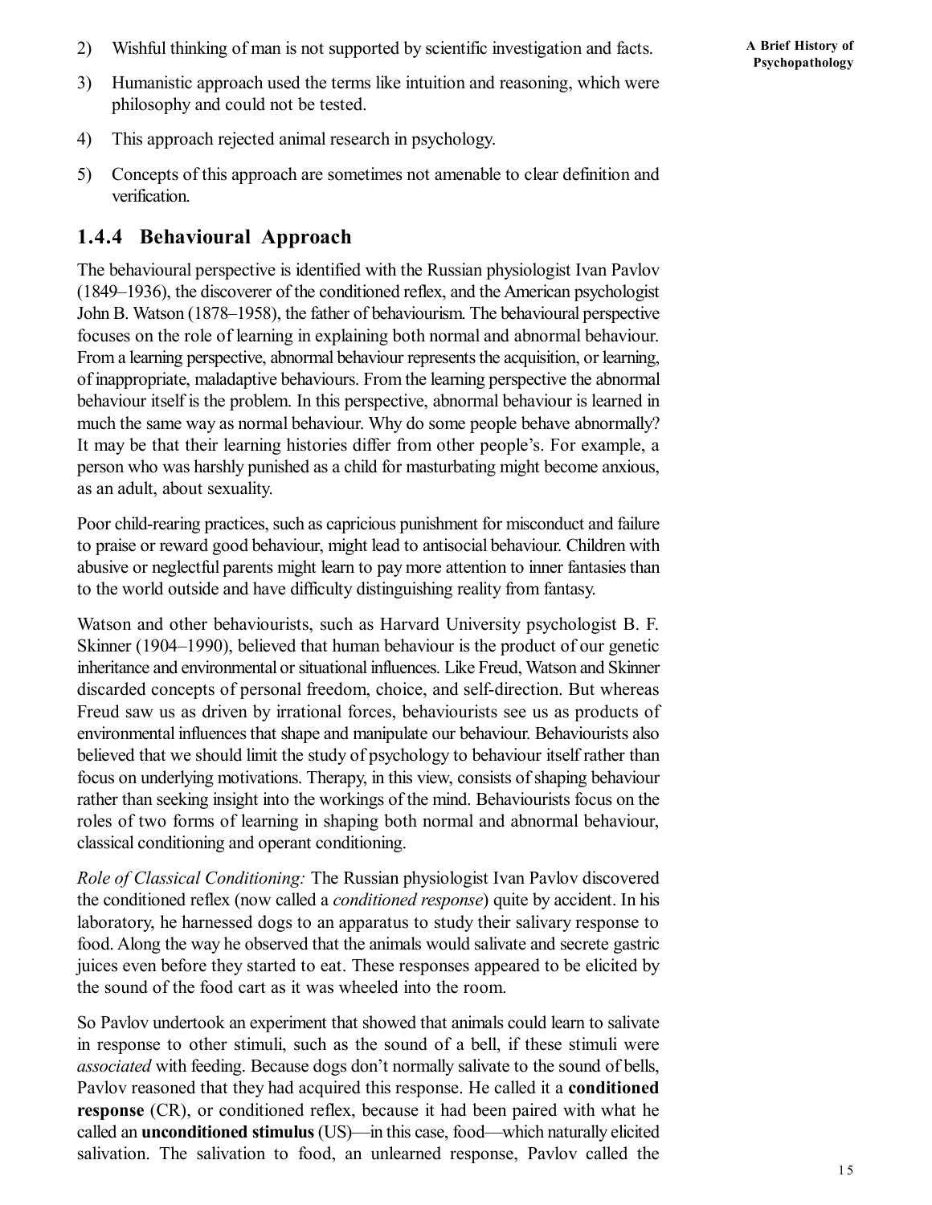2) Wishful thinking of man is not supported by scientific investigation and facts.

3) Humanistic approach used the terms like intuition and reasoning, which were philosophy and could not be tested.

4) This approach rejected animal research in psychology.

5) Concepts of this approach are sometimes not amenable to clear definition and verification.

### 1.4.4 Behavioural Approach

The behavioural perspective is identified with the Russian physiologist Ivan Pavlov (1849–1936), the discoverer of the conditioned reflex, and the American psychologist John B. Watson (1878–1958), the father of behaviourism. The behavioural perspective focuses on the role of learning in explaining both normal and abnormal behaviour. From a learning perspective, abnormal behaviour represents the acquisition, or learning, of inappropriate, maladaptive behaviours. From the learning perspective the abnormal behaviour itself is the problem. In this perspective, abnormal behaviour is learned in much the same way as normal behaviour. Why do some people behave abnormally? It may be that their learning histories differ from other people's. For example, a person who was harshly punished as a child for masturbating might become anxious, as an adult, about sexuality.

Poor child-rearing practices, such as capricious punishment for misconduct and failure to praise or reward good behaviour, might lead to antisocial behaviour. Children with abusive or neglectful parents might learn to pay more attention to inner fantasies than to the world outside and have difficulty distinguishing reality from fantasy.

Watson and other behaviourists, such as Harvard University psychologist B. F. Skinner (1904–1990), believed that human behaviour is the product of our genetic inheritance and environmental or situational influences. Like Freud, Watson and Skinner discarded concepts of personal freedom, choice, and self-direction. But whereas Freud saw us as driven by irrational forces, behaviourists see us as products of environmental influences that shape and manipulate our behaviour. Behaviourists also believed that we should limit the study of psychology to behaviour itself rather than focus on underlying motivations. Therapy, in this view, consists of shaping behaviour rather than seeking insight into the workings of the mind. Behaviourists focus on the roles of two forms of learning in shaping both normal and abnormal behaviour, classical conditioning and operant conditioning.

*Role of Classical Conditioning:* The Russian physiologist Ivan Pavlov discovered the conditioned reflex (now called a *conditioned response*) quite by accident. In his laboratory, he harnessed dogs to an apparatus to study their salivary response to food. Along the way he observed that the animals would salivate and secrete gastric juices even before they started to eat. These responses appeared to be elicited by the sound of the food cart as it was wheeled into the room.

So Pavlov undertook an experiment that showed that animals could learn to salivate in response to other stimuli, such as the sound of a bell, if these stimuli were *associated* with feeding. Because dogs don't normally salivate to the sound of bells, Pavlov reasoned that they had acquired this response. He called it a **conditioned response** (CR), or conditioned reflex, because it had been paired with what he called an **unconditioned stimulus** (US)—in this case, food—which naturally elicited salivation. The salivation to food, an unlearned response, Pavlov called the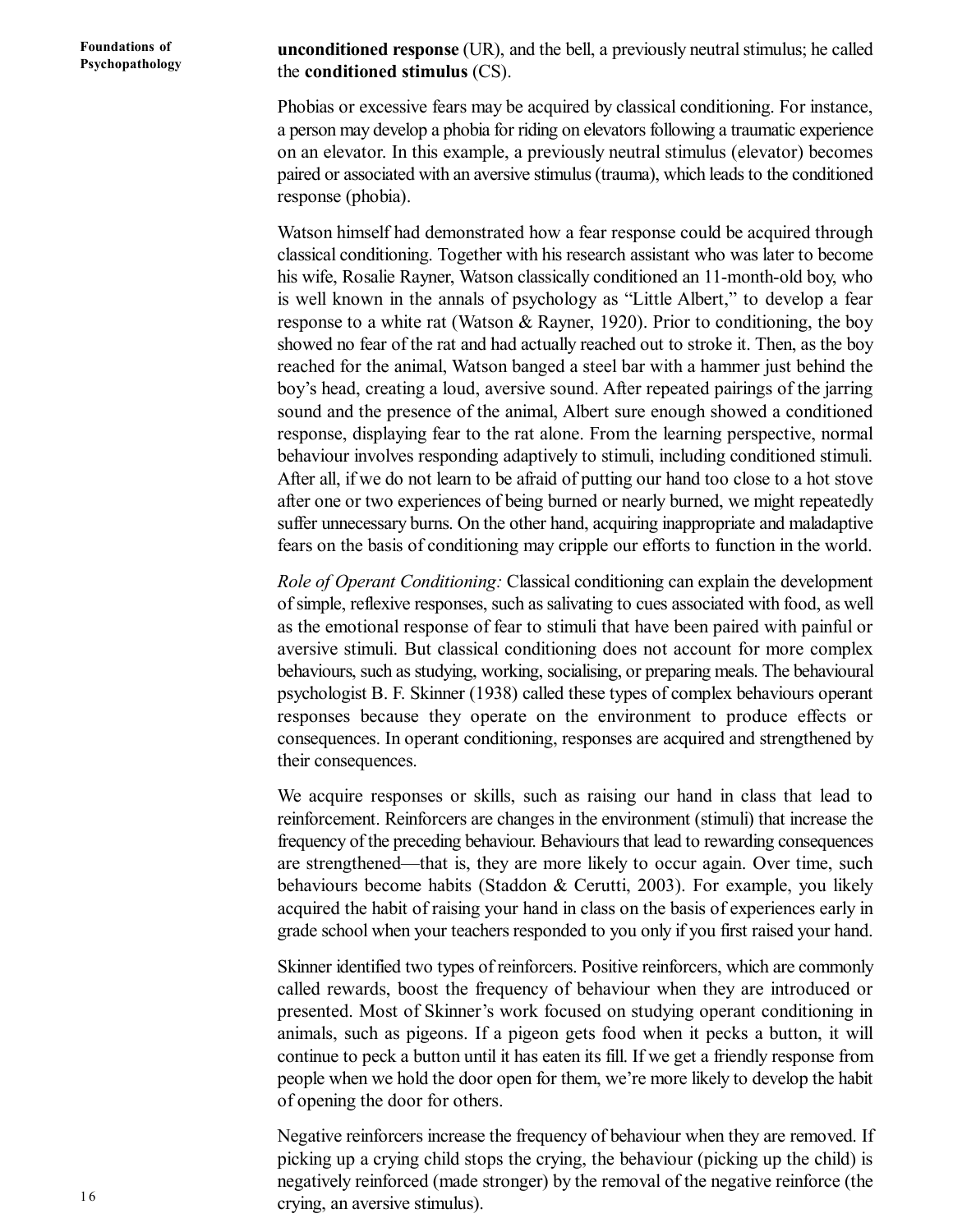**unconditioned response** (UR), and the bell, a previously neutral stimulus; he called the **conditioned stimulus** (CS).

Phobias or excessive fears may be acquired by classical conditioning. For instance, a person may develop a phobia for riding on elevators following a traumatic experience on an elevator. In this example, a previously neutral stimulus (elevator) becomes paired or associated with an aversive stimulus (trauma), which leads to the conditioned response (phobia).

Watson himself had demonstrated how a fear response could be acquired through classical conditioning. Together with his research assistant who was later to become his wife, Rosalie Rayner, Watson classically conditioned an 11-month-old boy, who is well known in the annals of psychology as "Little Albert," to develop a fear response to a white rat (Watson & Rayner, 1920). Prior to conditioning, the boy showed no fear of the rat and had actually reached out to stroke it. Then, as the boy reached for the animal, Watson banged a steel bar with a hammer just behind the boy's head, creating a loud, aversive sound. After repeated pairings of the jarring sound and the presence of the animal, Albert sure enough showed a conditioned response, displaying fear to the rat alone. From the learning perspective, normal behaviour involves responding adaptively to stimuli, including conditioned stimuli. After all, if we do not learn to be afraid of putting our hand too close to a hot stove after one or two experiences of being burned or nearly burned, we might repeatedly suffer unnecessary burns. On the other hand, acquiring inappropriate and maladaptive fears on the basis of conditioning may cripple our efforts to function in the world.

*Role of Operant Conditioning:* Classical conditioning can explain the development of simple, reflexive responses, such as salivating to cues associated with food, as well as the emotional response of fear to stimuli that have been paired with painful or aversive stimuli. But classical conditioning does not account for more complex behaviours, such as studying, working, socialising, or preparing meals. The behavioural psychologist B. F. Skinner (1938) called these types of complex behaviours operant responses because they operate on the environment to produce effects or consequences. In operant conditioning, responses are acquired and strengthened by their consequences.

We acquire responses or skills, such as raising our hand in class that lead to reinforcement. Reinforcers are changes in the environment (stimuli) that increase the frequency of the preceding behaviour. Behaviours that lead to rewarding consequences are strengthened—that is, they are more likely to occur again. Over time, such behaviours become habits (Staddon & Cerutti, 2003). For example, you likely acquired the habit of raising your hand in class on the basis of experiences early in grade school when your teachers responded to you only if you first raised your hand.

Skinner identified two types of reinforcers. Positive reinforcers, which are commonly called rewards, boost the frequency of behaviour when they are introduced or presented. Most of Skinner's work focused on studying operant conditioning in animals, such as pigeons. If a pigeon gets food when it pecks a button, it will continue to peck a button until it has eaten its fill. If we get a friendly response from people when we hold the door open for them, we're more likely to develop the habit of opening the door for others.

Negative reinforcers increase the frequency of behaviour when they are removed. If picking up a crying child stops the crying, the behaviour (picking up the child) is negatively reinforced (made stronger) by the removal of the negative reinforce (the crying, an aversive stimulus).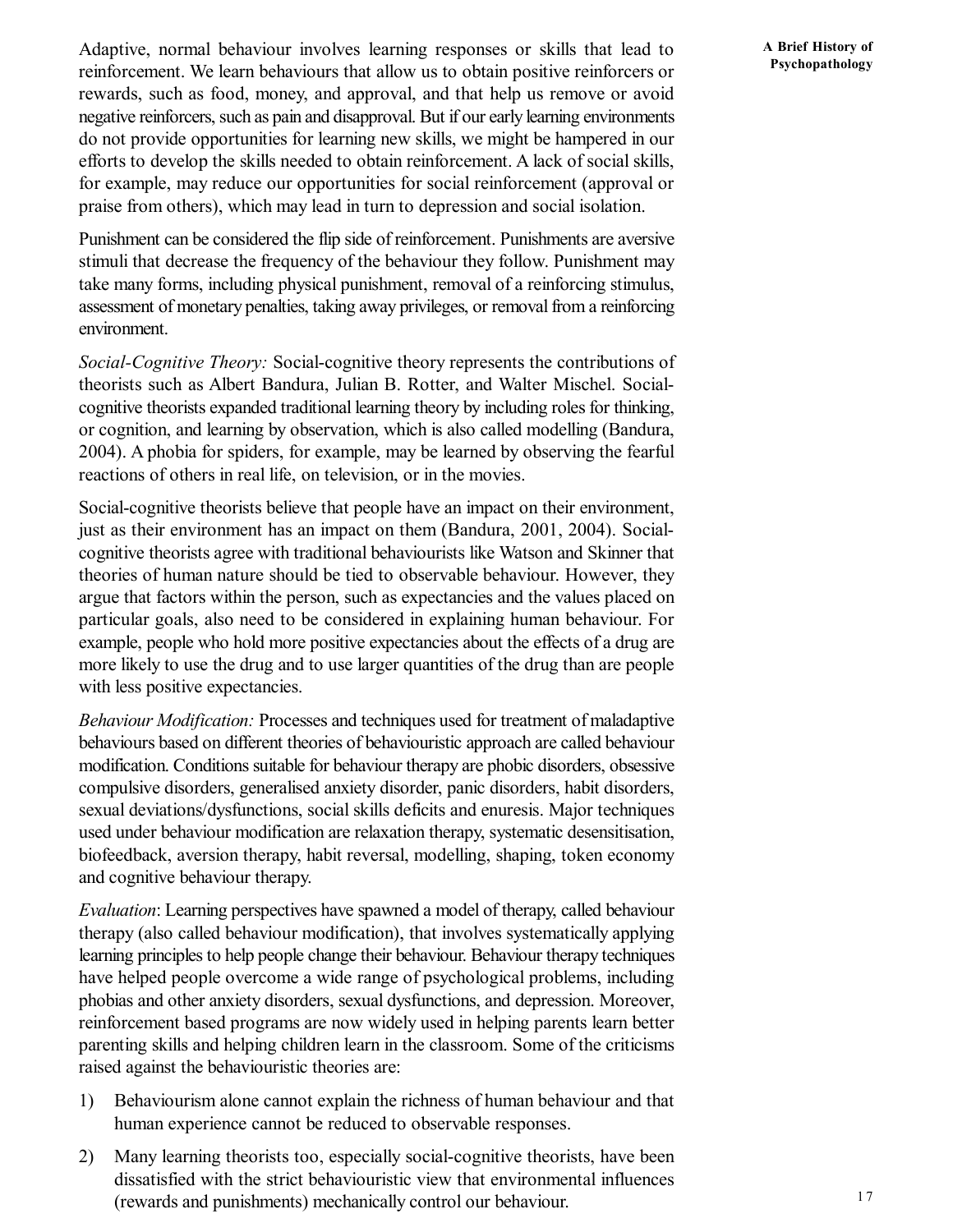Adaptive, normal behaviour involves learning responses or skills that lead to reinforcement. We learn behaviours that allow us to obtain positive reinforcers or rewards, such as food, money, and approval, and that help us remove or avoid negative reinforcers, such as pain and disapproval. But if our early learning environments do not provide opportunities for learning new skills, we might be hampered in our efforts to develop the skills needed to obtain reinforcement. A lack of social skills, for example, may reduce our opportunities for social reinforcement (approval or praise from others), which may lead in turn to depression and social isolation.

Punishment can be considered the flip side of reinforcement. Punishments are aversive stimuli that decrease the frequency of the behaviour they follow. Punishment may take many forms, including physical punishment, removal of a reinforcing stimulus, assessment of monetary penalties, taking away privileges, or removal from a reinforcing environment.

*Social-Cognitive Theory:* Social-cognitive theory represents the contributions of theorists such as Albert Bandura, Julian B. Rotter, and Walter Mischel. Social-cognitive theorists expanded traditional learning theory by including roles for thinking, or cognition, and learning by observation, which is also called modelling (Bandura, 2004). A phobia for spiders, for example, may be learned by observing the fearful reactions of others in real life, on television, or in the movies.

Social-cognitive theorists believe that people have an impact on their environment, just as their environment has an impact on them (Bandura, 2001, 2004). Social-cognitive theorists agree with traditional behaviourists like Watson and Skinner that theories of human nature should be tied to observable behaviour. However, they argue that factors within the person, such as expectancies and the values placed on particular goals, also need to be considered in explaining human behaviour. For example, people who hold more positive expectancies about the effects of a drug are more likely to use the drug and to use larger quantities of the drug than are people with less positive expectancies.

*Behaviour Modification:* Processes and techniques used for treatment of maladaptive behaviours based on different theories of behaviouristic approach are called behaviour modification. Conditions suitable for behaviour therapy are phobic disorders, obsessive compulsive disorders, generalised anxiety disorder, panic disorders, habit disorders, sexual deviations/dysfunctions, social skills deficits and enuresis. Major techniques used under behaviour modification are relaxation therapy, systematic desensitisation, biofeedback, aversion therapy, habit reversal, modelling, shaping, token economy and cognitive behaviour therapy.

*Evaluation*: Learning perspectives have spawned a model of therapy, called behaviour therapy (also called behaviour modification), that involves systematically applying learning principles to help people change their behaviour. Behaviour therapy techniques have helped people overcome a wide range of psychological problems, including phobias and other anxiety disorders, sexual dysfunctions, and depression. Moreover, reinforcement based programs are now widely used in helping parents learn better parenting skills and helping children learn in the classroom. Some of the criticisms raised against the behaviouristic theories are:

1) Behaviourism alone cannot explain the richness of human behaviour and that human experience cannot be reduced to observable responses.

2) Many learning theorists too, especially social-cognitive theorists, have been dissatisfied with the strict behaviouristic view that environmental influences (rewards and punishments) mechanically control our behaviour.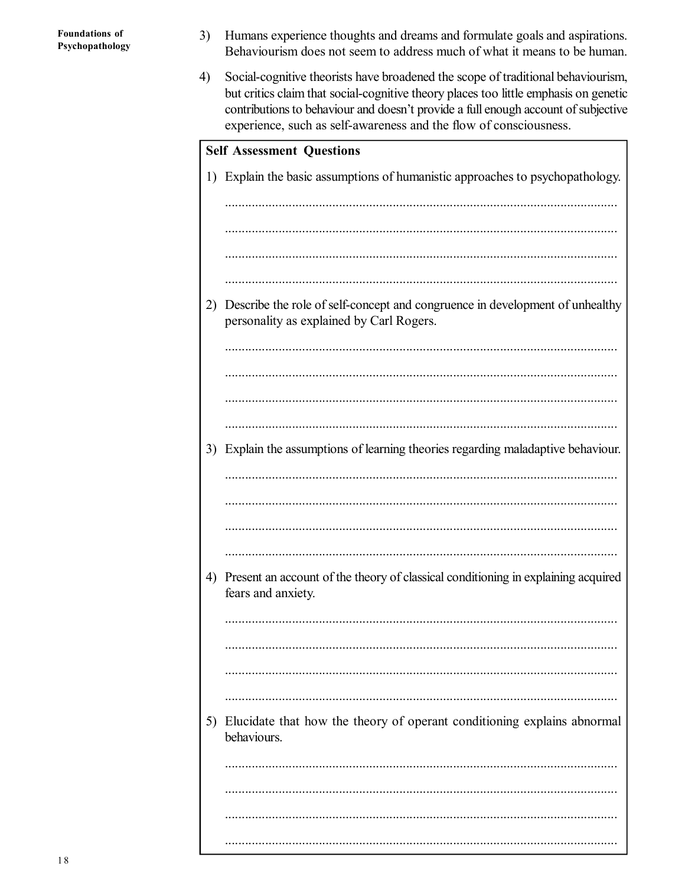3) Humans experience thoughts and dreams and formulate goals and aspirations. Behaviourism does not seem to address much of what it means to be human.

4) Social-cognitive theorists have broadened the scope of traditional behaviourism, but critics claim that social-cognitive theory places too little emphasis on genetic contributions to behaviour and doesn't provide a full enough account of subjective experience, such as self-awareness and the flow of consciousness.

**Self Assessment Questions**

1) Explain the basic assumptions of humanistic approaches to psychopathology.

.....................................................................................................................

.....................................................................................................................

.....................................................................................................................

.....................................................................................................................

2) Describe the role of self-concept and congruence in development of unhealthy personality as explained by Carl Rogers.

.....................................................................................................................

.....................................................................................................................

.....................................................................................................................

.....................................................................................................................

3) Explain the assumptions of learning theories regarding maladaptive behaviour.

.....................................................................................................................

.....................................................................................................................

.....................................................................................................................

.....................................................................................................................

4) Present an account of the theory of classical conditioning in explaining acquired fears and anxiety.

.....................................................................................................................

.....................................................................................................................

.....................................................................................................................

.....................................................................................................................

5) Elucidate that how the theory of operant conditioning explains abnormal behaviours.

.....................................................................................................................

.....................................................................................................................

.....................................................................................................................

.....................................................................................................................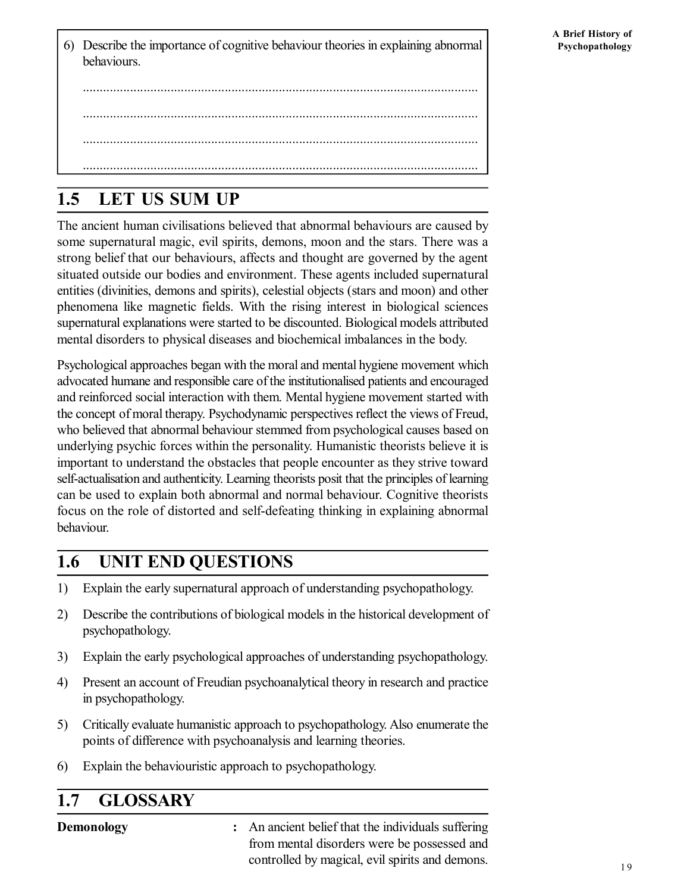6) Describe the importance of cognitive behaviour theories in explaining abnormal behaviours.

......................................................................................................................

......................................................................................................................

......................................................................................................................

......................................................................................................................

## 1.5 LET US SUM UP

The ancient human civilisations believed that abnormal behaviours are caused by some supernatural magic, evil spirits, demons, moon and the stars. There was a strong belief that our behaviours, affects and thought are governed by the agent situated outside our bodies and environment. These agents included supernatural entities (divinities, demons and spirits), celestial objects (stars and moon) and other phenomena like magnetic fields. With the rising interest in biological sciences supernatural explanations were started to be discounted. Biological models attributed mental disorders to physical diseases and biochemical imbalances in the body.

Psychological approaches began with the moral and mental hygiene movement which advocated humane and responsible care of the institutionalised patients and encouraged and reinforced social interaction with them. Mental hygiene movement started with the concept of moral therapy. Psychodynamic perspectives reflect the views of Freud, who believed that abnormal behaviour stemmed from psychological causes based on underlying psychic forces within the personality. Humanistic theorists believe it is important to understand the obstacles that people encounter as they strive toward self-actualisation and authenticity. Learning theorists posit that the principles of learning can be used to explain both abnormal and normal behaviour. Cognitive theorists focus on the role of distorted and self-defeating thinking in explaining abnormal behaviour.

## 1.6 UNIT END QUESTIONS

1) Explain the early supernatural approach of understanding psychopathology.
2) Describe the contributions of biological models in the historical development of psychopathology.
3) Explain the early psychological approaches of understanding psychopathology.
4) Present an account of Freudian psychoanalytical theory in research and practice in psychopathology.
5) Critically evaluate humanistic approach to psychopathology. Also enumerate the points of difference with psychoanalysis and learning theories.
6) Explain the behaviouristic approach to psychopathology.

## 1.7 GLOSSARY

**Demonology** : An ancient belief that the individuals suffering from mental disorders were be possessed and controlled by magical, evil spirits and demons.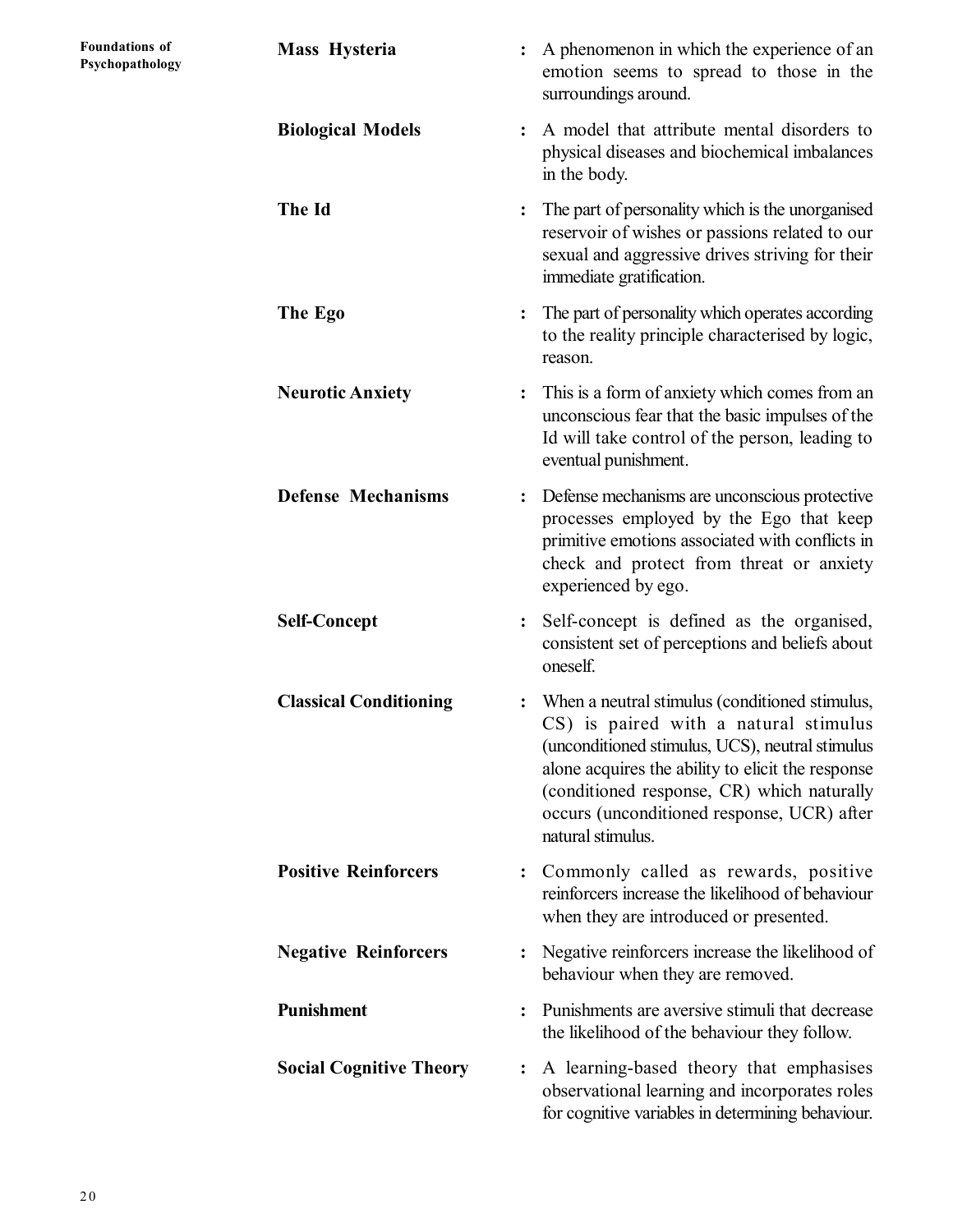**Mass Hysteria** : A phenomenon in which the experience of an emotion seems to spread to those in the surroundings around.

**Biological Models** : A model that attribute mental disorders to physical diseases and biochemical imbalances in the body.

**The Id** : The part of personality which is the unorganised reservoir of wishes or passions related to our sexual and aggressive drives striving for their immediate gratification.

**The Ego** : The part of personality which operates according to the reality principle characterised by logic, reason.

**Neurotic Anxiety** : This is a form of anxiety which comes from an unconscious fear that the basic impulses of the Id will take control of the person, leading to eventual punishment.

**Defense Mechanisms** : Defense mechanisms are unconscious protective processes employed by the Ego that keep primitive emotions associated with conflicts in check and protect from threat or anxiety experienced by ego.

**Self-Concept** : Self-concept is defined as the organised, consistent set of perceptions and beliefs about oneself.

**Classical Conditioning** : When a neutral stimulus (conditioned stimulus, CS) is paired with a natural stimulus (unconditioned stimulus, UCS), neutral stimulus alone acquires the ability to elicit the response (conditioned response, CR) which naturally occurs (unconditioned response, UCR) after natural stimulus.

**Positive Reinforcers** : Commonly called as rewards, positive reinforcers increase the likelihood of behaviour when they are introduced or presented.

**Negative Reinforcers** : Negative reinforcers increase the likelihood of behaviour when they are removed.

**Punishment** : Punishments are aversive stimuli that decrease the likelihood of the behaviour they follow.

**Social Cognitive Theory** : A learning-based theory that emphasises observational learning and incorporates roles for cognitive variables in determining behaviour.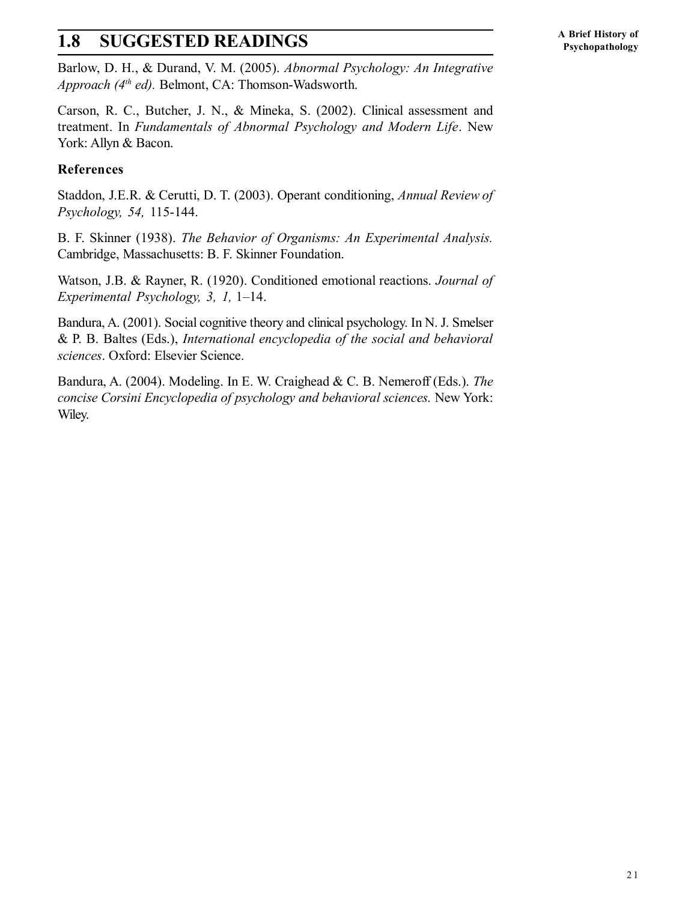## 1.8 SUGGESTED READINGS

Barlow, D. H., & Durand, V. M. (2005). *Abnormal Psychology: An Integrative Approach (4th ed).* Belmont, CA: Thomson-Wadsworth.

Carson, R. C., Butcher, J. N., & Mineka, S. (2002). Clinical assessment and treatment. In *Fundamentals of Abnormal Psychology and Modern Life*. New York: Allyn & Bacon.

**References**

Staddon, J.E.R. & Cerutti, D. T. (2003). Operant conditioning, *Annual Review of Psychology, 54,* 115-144.

B. F. Skinner (1938). *The Behavior of Organisms: An Experimental Analysis.* Cambridge, Massachusetts: B. F. Skinner Foundation.

Watson, J.B. & Rayner, R. (1920). Conditioned emotional reactions. *Journal of Experimental Psychology, 3, 1,* 1–14.

Bandura, A. (2001). Social cognitive theory and clinical psychology. In N. J. Smelser & P. B. Baltes (Eds.), *International encyclopedia of the social and behavioral sciences*. Oxford: Elsevier Science.

Bandura, A. (2004). Modeling. In E. W. Craighead & C. B. Nemeroff (Eds.). *The concise Corsini Encyclopedia of psychology and behavioral sciences.* New York: Wiley.